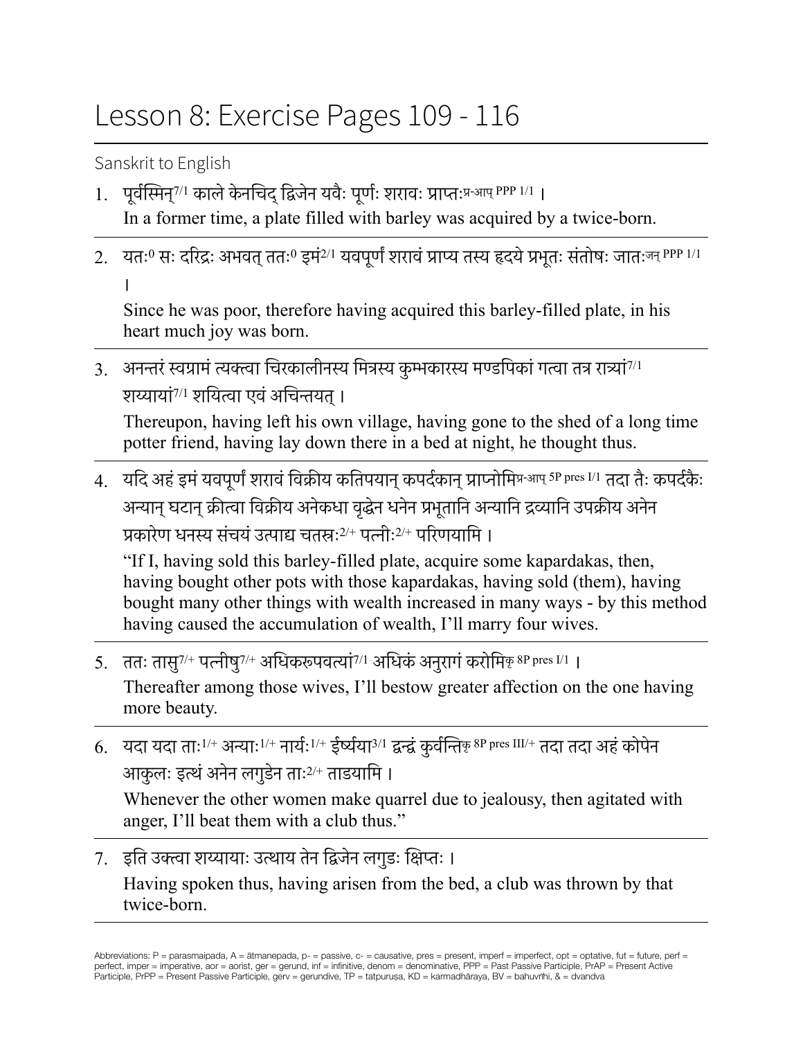# Lesson 8: Exercise Pages 109 - 116

Sanskrit to English

1. पूर्वस्मिन्$^{7/1}$ काले केनचिद् द्विजेन यवैः पूर्णः शरावः प्राप्तः$^{\text{प्र-आप् PPP 1/1}}$ ।
   In a former time, a plate filled with barley was acquired by a twice-born.

---

2. यतः$^{0}$ सः दरिद्रः अभवत् ततः$^{0}$ इमं$^{2/1}$ यवपूर्णं शरावं प्राप्य तस्य हृदये प्रभूतः संतोषः जातः$^{\text{जन् PPP 1/1}}$ ।
   Since he was poor, therefore having acquired this barley-filled plate, in his heart much joy was born.

---

3. अनन्तरं स्वग्रामं त्यक्त्वा चिरकालीनस्य मित्रस्य कुम्भकारस्य मण्डपिकां गत्वा तत्र रात्र्यां$^{7/1}$ शय्यायां$^{7/1}$ शयित्वा एवं अचिन्तयत् ।
   Thereupon, having left his own village, having gone to the shed of a long time potter friend, having lay down there in a bed at night, he thought thus.

---

4. यदि अहं इमं यवपूर्णं शरावं विक्रीय कतिपयान् कपर्दकान् प्राप्नोमि$^{\text{प्र-आप् 5P pres I/1}}$ तदा तैः कपर्दकैः अन्यान् घटान् क्रीत्वा विक्रीय अनेकधा वृद्धेन धनेन प्रभूतानि अन्यानि द्रव्यानि उपक्रीय अनेन प्रकारेण धनस्य संचयं उत्पाद्य चतस्रः$^{2/+}$ पत्नीः$^{2/+}$ परिणयामि ।
   "If I, having sold this barley-filled plate, acquire some kapardakas, then, having bought other pots with those kapardakas, having sold (them), having bought many other things with wealth increased in many ways - by this method having caused the accumulation of wealth, I'll marry four wives.

---

5. ततः तासु$^{7/+}$ पत्नीषु$^{7/+}$ अधिकरूपवत्यां$^{7/1}$ अधिकं अनुरागं करोमि$^{\text{कृ 8P pres I/1}}$ ।
   Thereafter among those wives, I'll bestow greater affection on the one having more beauty.

---

6. यदा यदा ताः$^{1/+}$ अन्याः$^{1/+}$ नार्यः$^{1/+}$ ईर्ष्यया$^{3/1}$ द्वन्द्वं कुर्वन्ति$^{\text{कृ 8P pres III/+}}$ तदा तदा अहं कोपेन आकुलः इत्थं अनेन लगुडेन ताः$^{2/+}$ ताडयामि ।
   Whenever the other women make quarrel due to jealousy, then agitated with anger, I'll beat them with a club thus."

---

7. इति उक्त्वा शय्यायाः उत्थाय तेन द्विजेन लगुडः क्षिप्तः ।
   Having spoken thus, having arisen from the bed, a club was thrown by that twice-born.

---

Abbreviations: P = parasmaipada, A = ātmanepada, p- = passive, c- = causative, pres = present, imperf = imperfect, opt = optative, fut = future, perf = perfect, imper = imperative, aor = aorist, ger = gerund, inf = infinitive, denom = denominative, PPP = Past Passive Participle, PrAP = Present Active Participle, PrPP = Present Passive Participle, gerv = gerundive, TP = tatpuruṣa, KD = karmadhāraya, BV = bahuvrīhi, & = dvandva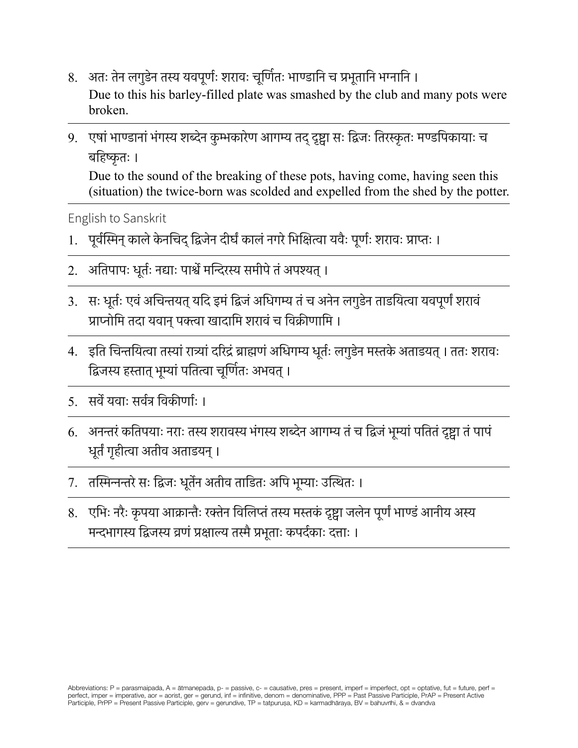8. अतः तेन लगुडेन तस्य यवपूर्णः शरावः चूर्णितः भाण्डानि च प्रभूतानि भग्नानि ।
   Due to this his barley-filled plate was smashed by the club and many pots were broken.

---

9. एषां भाण्डानां भंगस्य शब्देन कुम्भकारेण आगम्य तद् दृष्ट्वा सः द्विजः तिरस्कृतः मण्डपिकायाः च बहिष्कृतः ।
   Due to the sound of the breaking of these pots, having come, having seen this (situation) the twice-born was scolded and expelled from the shed by the potter.

---

English to Sanskrit

1. पूर्वस्मिन् काले केनचिद् द्विजेन दीर्घं कालं नगरे भिक्षित्वा यवैः पूर्णः शरावः प्राप्तः ।

---

2. अतिपापः धूर्तः नद्याः पार्श्वे मन्दिरस्य समीपे तं अपश्यत् ।

---

3. सः धूर्तः एवं अचिन्तयत् यदि इमं द्विजं अधिगम्य तं च अनेन लगुडेन ताडयित्वा यवपूर्णं शरावं प्राप्नोमि तदा यवान् पक्त्वा खादामि शरावं च विक्रीणामि ।

---

4. इति चिन्तयित्वा तस्यां रात्र्यां दरिद्रं ब्राह्मणं अधिगम्य धूर्तः लगुडेन मस्तके अताडयत् । ततः शरावः द्विजस्य हस्तात् भूम्यां पतित्वा चूर्णितः अभवत् ।

---

5. सर्वे यवाः सर्वत्र विकीर्णाः ।

---

6. अनन्तरं कतिपयाः नराः तस्य शरावस्य भंगस्य शब्देन आगम्य तं च द्विजं भूम्यां पतितं दृष्ट्वा तं पापं धूर्तं गृहीत्वा अतीव अताडयन् ।

---

7. तस्मिन्नन्तरे सः द्विजः धूर्तेन अतीव ताडितः अपि भूम्याः उत्थितः ।

---

8. एभिः नरैः कृपया आक्रान्तैः रक्तेन विलिप्तं तस्य मस्तकं दृष्ट्वा जलेन पूर्णं भाण्डं आनीय अस्य मन्दभागस्य द्विजस्य व्रणं प्रक्षाल्य तस्मै प्रभूताः कपर्दकाः दत्ताः ।

---

Abbreviations: P = parasmaipada, A = ātmanepada, p- = passive, c- = causative, pres = present, imperf = imperfect, opt = optative, fut = future, perf = perfect, imper = imperative, aor = aorist, ger = gerund, inf = infinitive, denom = denominative, PPP = Past Passive Participle, PrAP = Present Active Participle, PrPP = Present Passive Participle, gerv = gerundive, TP = tatpuruṣa, KD = karmadhāraya, BV = bahuvrīhi, & = dvandva